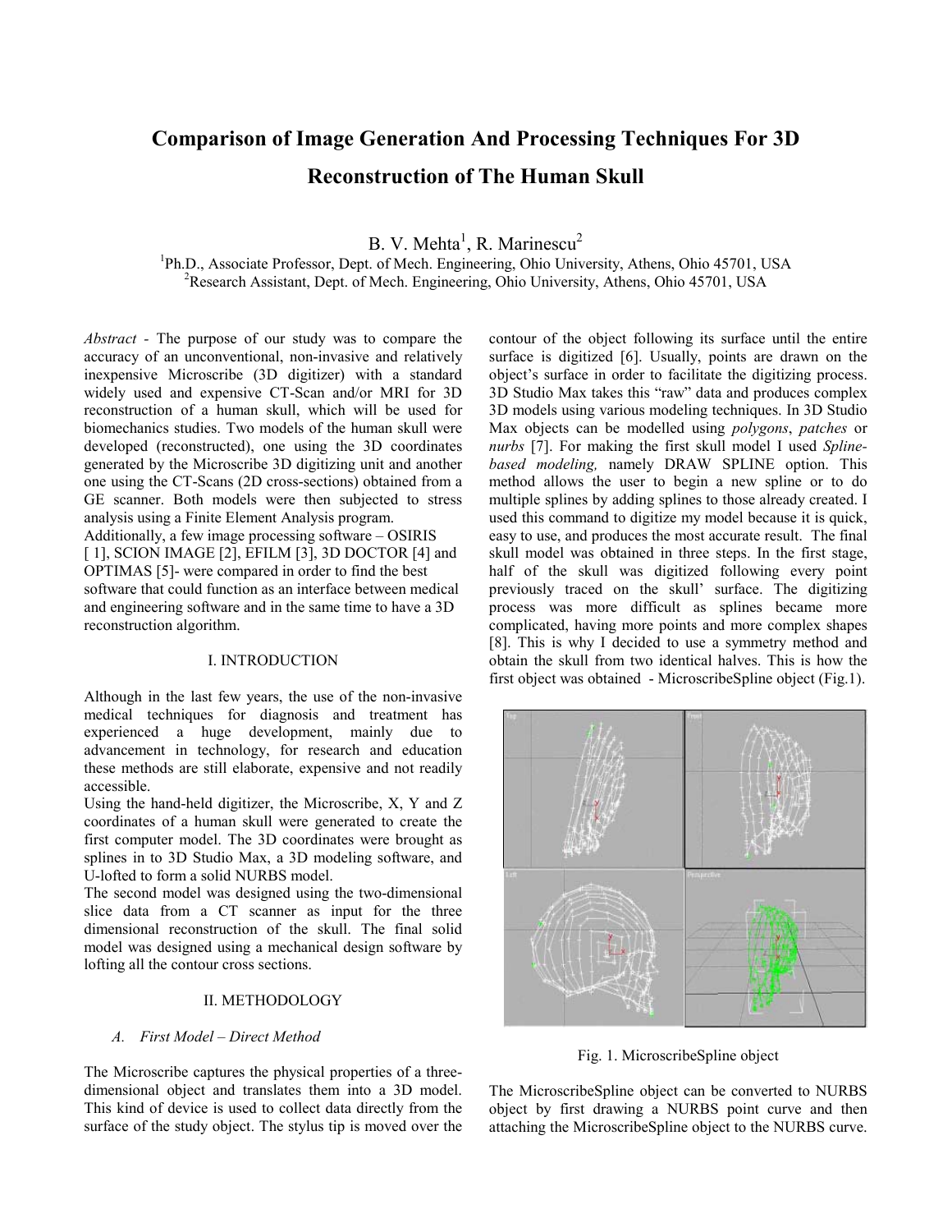# Comparison of Image Generation And Processing Techniques For 3D Reconstruction of The Human Skull

B. V. Mehta[1], R. Marinescu[2]

[1]Ph.D., Associate Professor, Dept. of Mech. Engineering, Ohio University, Athens, Ohio 45701, USA
[2]Research Assistant, Dept. of Mech. Engineering, Ohio University, Athens, Ohio 45701, USA

*Abstract* - The purpose of our study was to compare the accuracy of an unconventional, non-invasive and relatively inexpensive Microscribe (3D digitizer) with a standard widely used and expensive CT-Scan and/or MRI for 3D reconstruction of a human skull, which will be used for biomechanics studies. Two models of the human skull were developed (reconstructed), one using the 3D coordinates generated by the Microscribe 3D digitizing unit and another one using the CT-Scans (2D cross-sections) obtained from a GE scanner. Both models were then subjected to stress analysis using a Finite Element Analysis program. Additionally, a few image processing software – OSIRIS [ 1], SCION IMAGE [2], EFILM [3], 3D DOCTOR [4] and OPTIMAS [5]- were compared in order to find the best software that could function as an interface between medical and engineering software and in the same time to have a 3D reconstruction algorithm.

## I. INTRODUCTION

Although in the last few years, the use of the non-invasive medical techniques for diagnosis and treatment has experienced a huge development, mainly due to advancement in technology, for research and education these methods are still elaborate, expensive and not readily accessible.

Using the hand-held digitizer, the Microscribe, X, Y and Z coordinates of a human skull were generated to create the first computer model. The 3D coordinates were brought as splines in to 3D Studio Max, a 3D modeling software, and U-lofted to form a solid NURBS model.

The second model was designed using the two-dimensional slice data from a CT scanner as input for the three dimensional reconstruction of the skull. The final solid model was designed using a mechanical design software by lofting all the contour cross sections.

## II. METHODOLOGY

### *A. First Model – Direct Method*

The Microscribe captures the physical properties of a three-dimensional object and translates them into a 3D model. This kind of device is used to collect data directly from the surface of the study object. The stylus tip is moved over the contour of the object following its surface until the entire surface is digitized [6]. Usually, points are drawn on the object's surface in order to facilitate the digitizing process. 3D Studio Max takes this "raw" data and produces complex 3D models using various modeling techniques. In 3D Studio Max objects can be modelled using *polygons*, *patches* or *nurbs* [7]. For making the first skull model I used *Spline-based modeling,* namely DRAW SPLINE option. This method allows the user to begin a new spline or to do multiple splines by adding splines to those already created. I used this command to digitize my model because it is quick, easy to use, and produces the most accurate result. The final skull model was obtained in three steps. In the first stage, half of the skull was digitized following every point previously traced on the skull' surface. The digitizing process was more difficult as splines became more complicated, having more points and more complex shapes [8]. This is why I decided to use a symmetry method and obtain the skull from two identical halves. This is how the first object was obtained - MicroscribeSpline object (Fig.1).

Fig. 1. MicroscribeSpline object

The MicroscribeSpline object can be converted to NURBS object by first drawing a NURBS point curve and then attaching the MicroscribeSpline object to the NURBS curve.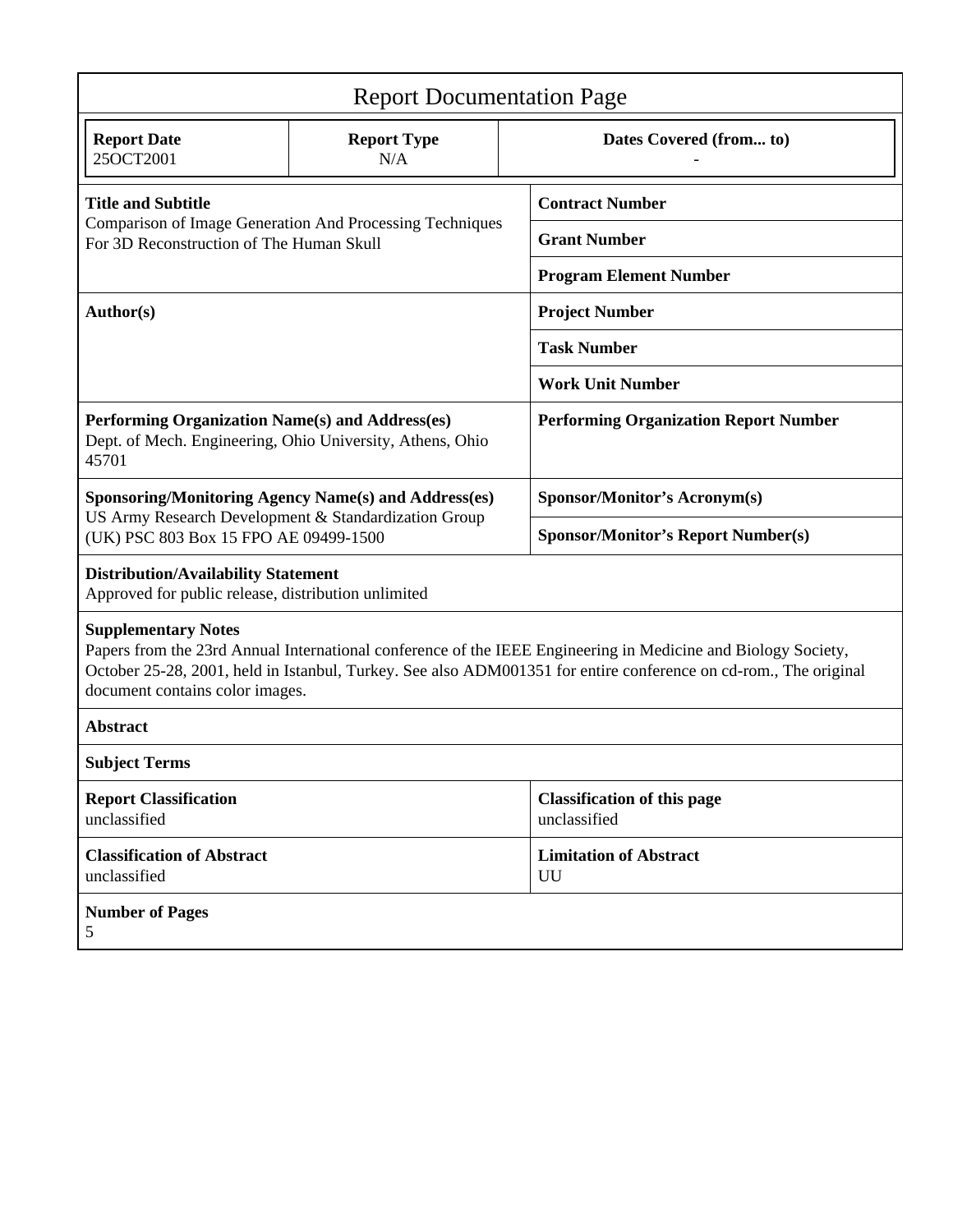# Report Documentation Page

| Report Date | Report Type | Dates Covered (from... to) |
|---|---|---|
| 25OCT2001 | N/A | - |

| | |
|---|---|
| **Title and Subtitle**<br>Comparison of Image Generation And Processing Techniques For 3D Reconstruction of The Human Skull | **Contract Number** |
| | **Grant Number** |
| | **Program Element Number** |
| **Author(s)** | **Project Number** |
| | **Task Number** |
| | **Work Unit Number** |
| **Performing Organization Name(s) and Address(es)**<br>Dept. of Mech. Engineering, Ohio University, Athens, Ohio 45701 | **Performing Organization Report Number** |
| **Sponsoring/Monitoring Agency Name(s) and Address(es)**<br>US Army Research Development & Standardization Group (UK) PSC 803 Box 15 FPO AE 09499-1500 | **Sponsor/Monitor's Acronym(s)** |
| | **Sponsor/Monitor's Report Number(s)** |

**Distribution/Availability Statement**
Approved for public release, distribution unlimited

**Supplementary Notes**
Papers from the 23rd Annual International conference of the IEEE Engineering in Medicine and Biology Society, October 25-28, 2001, held in Istanbul, Turkey. See also ADM001351 for entire conference on cd-rom., The original document contains color images.

**Abstract**

**Subject Terms**

| | |
|---|---|
| **Report Classification**<br>unclassified | **Classification of this page**<br>unclassified |
| **Classification of Abstract**<br>unclassified | **Limitation of Abstract**<br>UU |

**Number of Pages**
5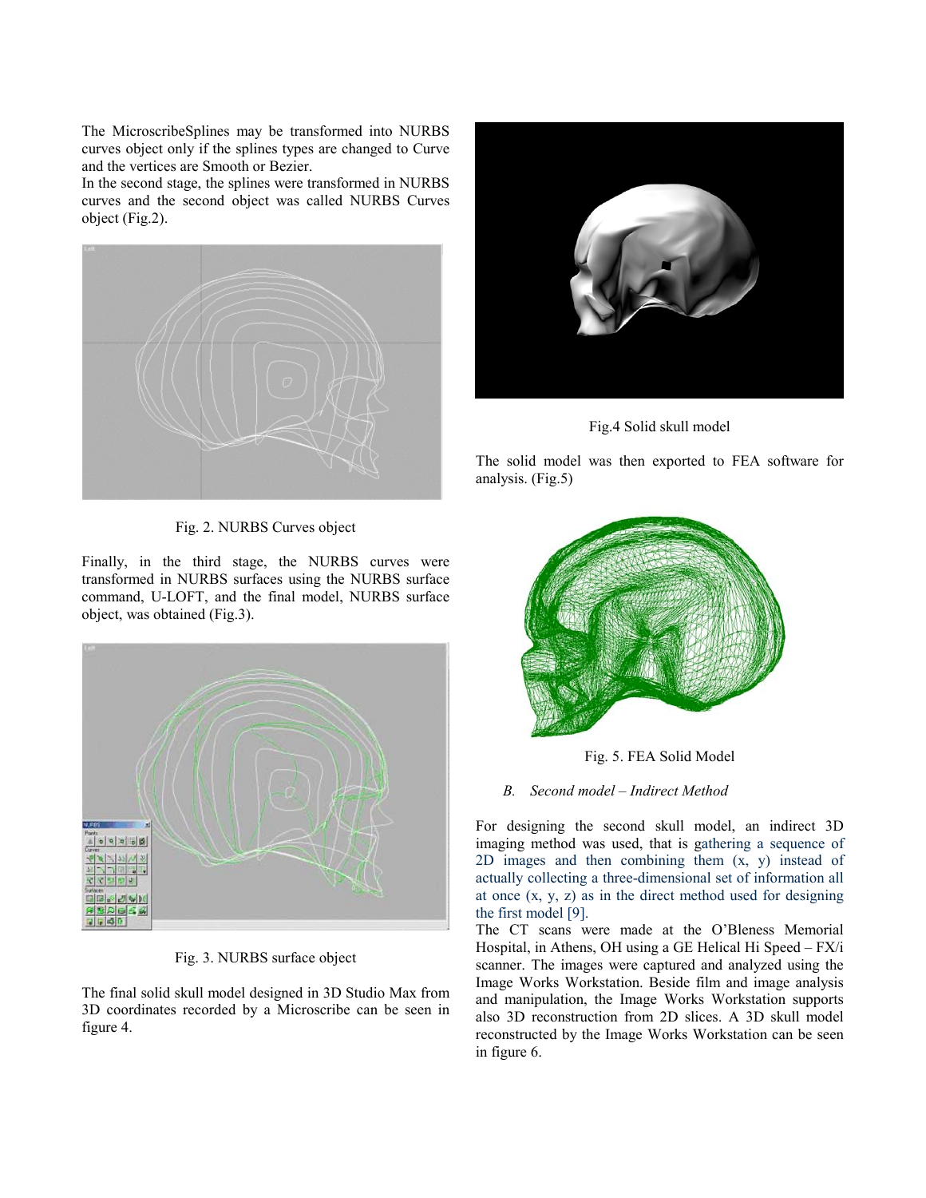The MicroscribeSplines may be transformed into NURBS curves object only if the splines types are changed to Curve and the vertices are Smooth or Bezier.

In the second stage, the splines were transformed in NURBS curves and the second object was called NURBS Curves object (Fig.2).

Fig. 2. NURBS Curves object

Finally, in the third stage, the NURBS curves were transformed in NURBS surfaces using the NURBS surface command, U-LOFT, and the final model, NURBS surface object, was obtained (Fig.3).

Fig. 3. NURBS surface object

The final solid skull model designed in 3D Studio Max from 3D coordinates recorded by a Microscribe can be seen in figure 4.

Fig.4 Solid skull model

The solid model was then exported to FEA software for analysis. (Fig.5)

Fig. 5. FEA Solid Model

### *B. Second model – Indirect Method*

For designing the second skull model, an indirect 3D imaging method was used, that is gathering a sequence of 2D images and then combining them (x, y) instead of actually collecting a three-dimensional set of information all at once (x, y, z) as in the direct method used for designing the first model [9].

The CT scans were made at the O'Bleness Memorial Hospital, in Athens, OH using a GE Helical Hi Speed – FX/i scanner. The images were captured and analyzed using the Image Works Workstation. Beside film and image analysis and manipulation, the Image Works Workstation supports also 3D reconstruction from 2D slices. A 3D skull model reconstructed by the Image Works Workstation can be seen in figure 6.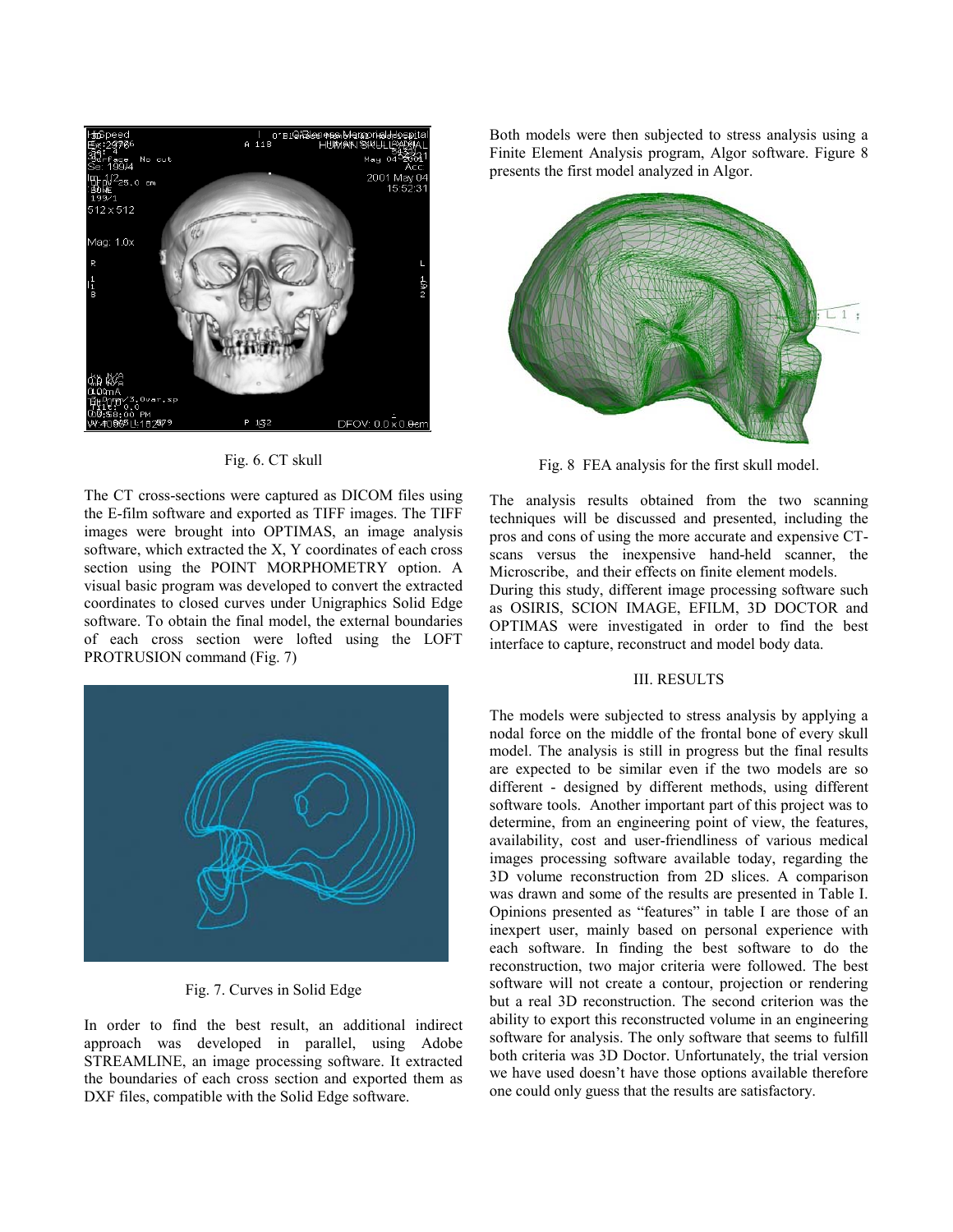Fig. 6. CT skull

The CT cross-sections were captured as DICOM files using the E-film software and exported as TIFF images. The TIFF images were brought into OPTIMAS, an image analysis software, which extracted the X, Y coordinates of each cross section using the POINT MORPHOMETRY option. A visual basic program was developed to convert the extracted coordinates to closed curves under Unigraphics Solid Edge software. To obtain the final model, the external boundaries of each cross section were lofted using the LOFT PROTRUSION command (Fig. 7)

Fig. 7. Curves in Solid Edge

In order to find the best result, an additional indirect approach was developed in parallel, using Adobe STREAMLINE, an image processing software. It extracted the boundaries of each cross section and exported them as DXF files, compatible with the Solid Edge software.

Both models were then subjected to stress analysis using a Finite Element Analysis program, Algor software. Figure 8 presents the first model analyzed in Algor.

Fig. 8 FEA analysis for the first skull model.

The analysis results obtained from the two scanning techniques will be discussed and presented, including the pros and cons of using the more accurate and expensive CT-scans versus the inexpensive hand-held scanner, the Microscribe, and their effects on finite element models.
During this study, different image processing software such as OSIRIS, SCION IMAGE, EFILM, 3D DOCTOR and OPTIMAS were investigated in order to find the best interface to capture, reconstruct and model body data.

## III. RESULTS

The models were subjected to stress analysis by applying a nodal force on the middle of the frontal bone of every skull model. The analysis is still in progress but the final results are expected to be similar even if the two models are so different - designed by different methods, using different software tools. Another important part of this project was to determine, from an engineering point of view, the features, availability, cost and user-friendliness of various medical images processing software available today, regarding the 3D volume reconstruction from 2D slices. A comparison was drawn and some of the results are presented in Table I. Opinions presented as "features" in table I are those of an inexpert user, mainly based on personal experience with each software. In finding the best software to do the reconstruction, two major criteria were followed. The best software will not create a contour, projection or rendering but a real 3D reconstruction. The second criterion was the ability to export this reconstructed volume in an engineering software for analysis. The only software that seems to fulfill both criteria was 3D Doctor. Unfortunately, the trial version we have used doesn't have those options available therefore one could only guess that the results are satisfactory.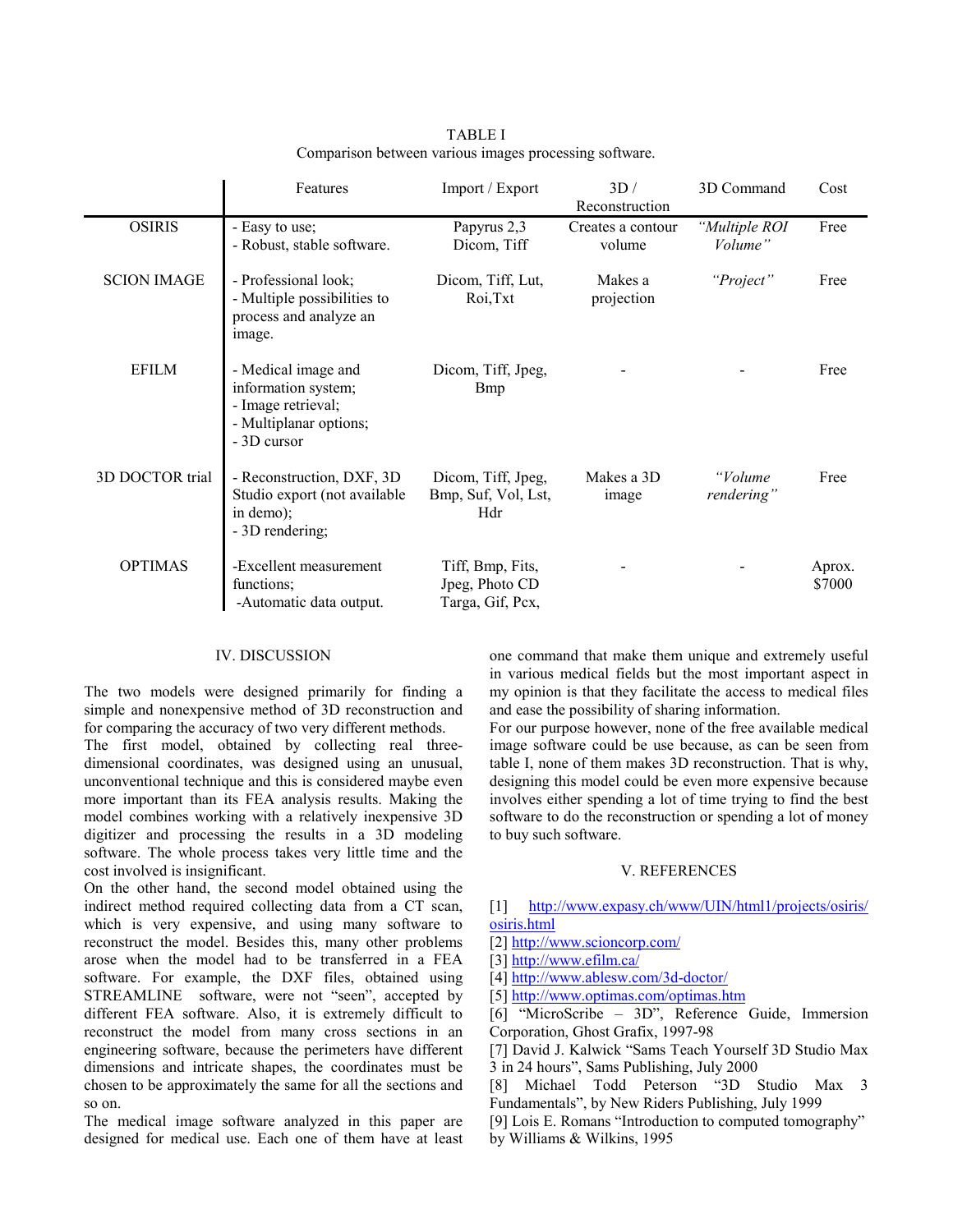TABLE I
Comparison between various images processing software.

| | Features | Import / Export | 3D / Reconstruction | 3D Command | Cost |
|---|---|---|---|---|---|
| OSIRIS | - Easy to use;<br>- Robust, stable software. | Papyrus 2,3<br>Dicom, Tiff | Creates a contour volume | *"Multiple ROI Volume"* | Free |
| SCION IMAGE | - Professional look;<br>- Multiple possibilities to process and analyze an image. | Dicom, Tiff, Lut, Roi,Txt | Makes a projection | *"Project"* | Free |
| EFILM | - Medical image and information system;<br>- Image retrieval;<br>- Multiplanar options;<br>- 3D cursor | Dicom, Tiff, Jpeg, Bmp | - | - | Free |
| 3D DOCTOR trial | - Reconstruction, DXF, 3D Studio export (not available in demo);<br>- 3D rendering; | Dicom, Tiff, Jpeg, Bmp, Suf, Vol, Lst, Hdr | Makes a 3D image | *"Volume rendering"* | Free |
| OPTIMAS | -Excellent measurement functions;<br>-Automatic data output. | Tiff, Bmp, Fits, Jpeg, Photo CD Targa, Gif, Pcx, | - | - | Aprox. $7000 |

## IV. DISCUSSION

The two models were designed primarily for finding a simple and nonexpensive method of 3D reconstruction and for comparing the accuracy of two very different methods.

The first model, obtained by collecting real three-dimensional coordinates, was designed using an unusual, unconventional technique and this is considered maybe even more important than its FEA analysis results. Making the model combines working with a relatively inexpensive 3D digitizer and processing the results in a 3D modeling software. The whole process takes very little time and the cost involved is insignificant.

On the other hand, the second model obtained using the indirect method required collecting data from a CT scan, which is very expensive, and using many software to reconstruct the model. Besides this, many other problems arose when the model had to be transferred in a FEA software. For example, the DXF files, obtained using STREAMLINE software, were not "seen", accepted by different FEA software. Also, it is extremely difficult to reconstruct the model from many cross sections in an engineering software, because the perimeters have different dimensions and intricate shapes, the coordinates must be chosen to be approximately the same for all the sections and so on.

The medical image software analyzed in this paper are designed for medical use. Each one of them have at least one command that make them unique and extremely useful in various medical fields but the most important aspect in my opinion is that they facilitate the access to medical files and ease the possibility of sharing information.

For our purpose however, none of the free available medical image software could be use because, as can be seen from table I, none of them makes 3D reconstruction. That is why, designing this model could be even more expensive because involves either spending a lot of time trying to find the best software to do the reconstruction or spending a lot of money to buy such software.

## V. REFERENCES

[1] http://www.expasy.ch/www/UIN/html1/projects/osiris/osiris.html

[2] http://www.scioncorp.com/

[3] http://www.efilm.ca/

[4] http://www.ablesw.com/3d-doctor/

[5] http://www.optimas.com/optimas.htm

[6] "MicroScribe – 3D", Reference Guide, Immersion Corporation, Ghost Grafix, 1997-98

[7] David J. Kalwick "Sams Teach Yourself 3D Studio Max 3 in 24 hours", Sams Publishing, July 2000

[8] Michael Todd Peterson "3D Studio Max 3 Fundamentals", by New Riders Publishing, July 1999

[9] Lois E. Romans "Introduction to computed tomography" by Williams & Wilkins, 1995